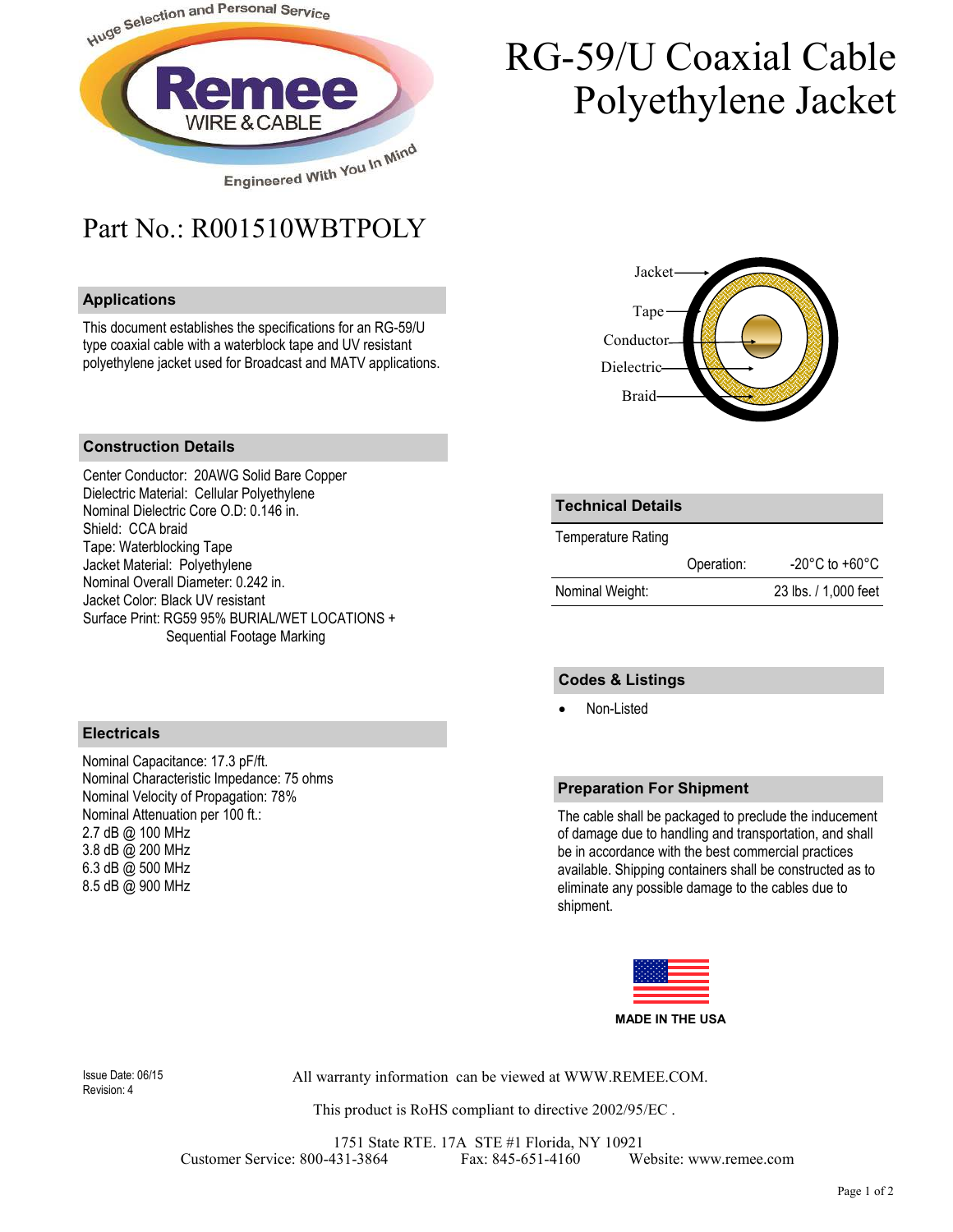Huge Selection and Personal Service

Remee WIRE & CABLE

Engineered With You In Mind

# RG-59/U Coaxial Cable Polyethylene Jacket

## Part No.: R001510WBTPOLY

Jacket
Tape
Conductor
Dielectric
Braid

### Applications

This document establishes the specifications for an RG-59/U type coaxial cable with a waterblock tape and UV resistant polyethylene jacket used for Broadcast and MATV applications.

### Construction Details

Center Conductor: 20AWG Solid Bare Copper
Dielectric Material: Cellular Polyethylene
Nominal Dielectric Core O.D: 0.146 in.
Shield: CCA braid
Tape: Waterblocking Tape
Jacket Material: Polyethylene
Nominal Overall Diameter: 0.242 in.
Jacket Color: Black UV resistant
Surface Print: RG59 95% BURIAL/WET LOCATIONS + Sequential Footage Marking

### Technical Details

| | | |
|---|---|---|
| Temperature Rating | | |
| | Operation: | -20°C to +60°C |
| Nominal Weight: | | 23 lbs. / 1,000 feet |

### Codes & Listings

- Non-Listed

### Electricals

Nominal Capacitance: 17.3 pF/ft.
Nominal Characteristic Impedance: 75 ohms
Nominal Velocity of Propagation: 78%
Nominal Attenuation per 100 ft.:
2.7 dB @ 100 MHz
3.8 dB @ 200 MHz
6.3 dB @ 500 MHz
8.5 dB @ 900 MHz

### Preparation For Shipment

The cable shall be packaged to preclude the inducement of damage due to handling and transportation, and shall be in accordance with the best commercial practices available. Shipping containers shall be constructed as to eliminate any possible damage to the cables due to shipment.

**MADE IN THE USA**

Issue Date: 06/15
Revision: 4

All warranty information can be viewed at WWW.REMEE.COM.

This product is RoHS compliant to directive 2002/95/EC .

1751 State RTE. 17A STE #1 Florida, NY 10921
Customer Service: 800-431-3864 Fax: 845-651-4160 Website: www.remee.com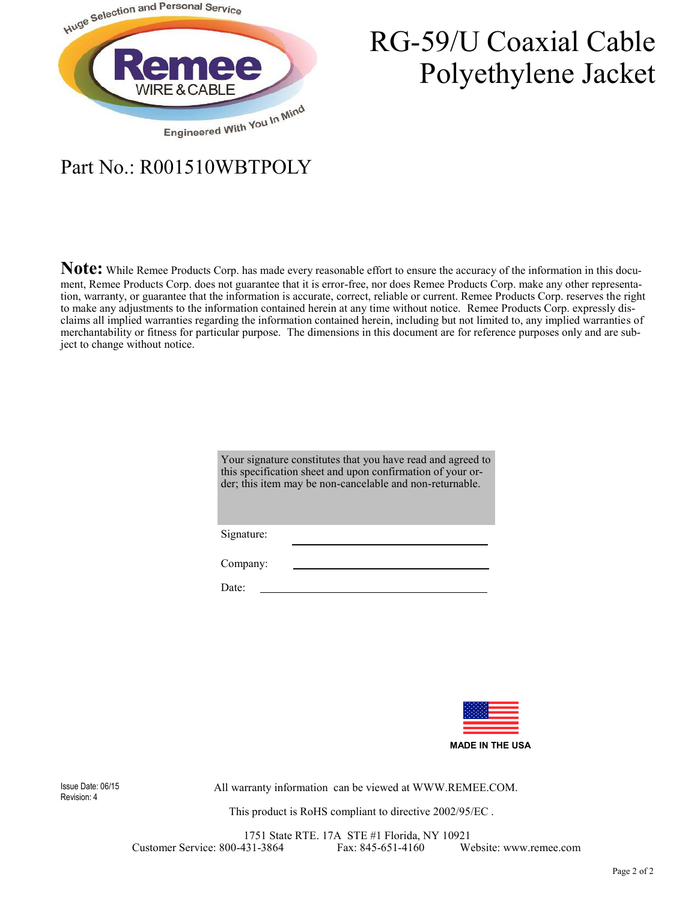Huge Selection and Personal Service

**Remee**
WIRE & CABLE

Engineered With You In Mind

# RG-59/U Coaxial Cable Polyethylene Jacket

## Part No.: R001510WBTPOLY

**Note:** While Remee Products Corp. has made every reasonable effort to ensure the accuracy of the information in this document, Remee Products Corp. does not guarantee that it is error-free, nor does Remee Products Corp. make any other representation, warranty, or guarantee that the information is accurate, correct, reliable or current. Remee Products Corp. reserves the right to make any adjustments to the information contained herein at any time without notice. Remee Products Corp. expressly disclaims all implied warranties regarding the information contained herein, including but not limited to, any implied warranties of merchantability or fitness for particular purpose. The dimensions in this document are for reference purposes only and are subject to change without notice.

Your signature constitutes that you have read and agreed to this specification sheet and upon confirmation of your order; this item may be non-cancelable and non-returnable.

Signature: ____________________

Company: ____________________

Date: ____________________

MADE IN THE USA

Issue Date: 06/15
Revision: 4

All warranty information can be viewed at WWW.REMEE.COM.

This product is RoHS compliant to directive 2002/95/EC .

1751 State RTE. 17A STE #1 Florida, NY 10921
Customer Service: 800-431-3864 Fax: 845-651-4160 Website: www.remee.com